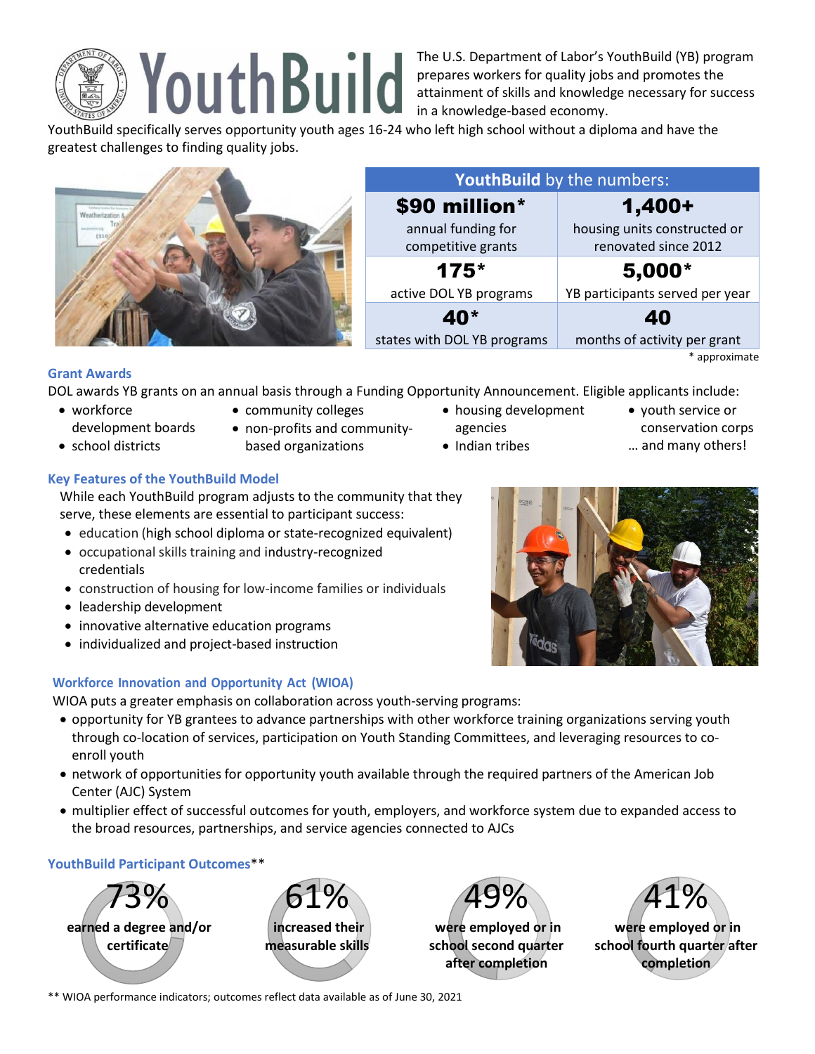# YouthBuild

The U.S. Department of Labor's YouthBuild (YB) program prepares workers for quality jobs and promotes the attainment of skills and knowledge necessary for success in a knowledge-based economy.

YouthBuild specifically serves opportunity youth ages 16-24 who left high school without a diploma and have the greatest challenges to finding quality jobs.

| **YouthBuild** by the numbers: | |
|---|---|
| **$90 million*** annual funding for competitive grants | **1,400+** housing units constructed or renovated since 2012 |
| **175*** active DOL YB programs | **5,000*** YB participants served per year |
| **40*** states with DOL YB programs | **40** months of activity per grant |

\* approximate

## Grant Awards

DOL awards YB grants on an annual basis through a Funding Opportunity Announcement. Eligible applicants include:

- workforce development boards
- school districts
- community colleges
- non-profits and community-based organizations
- housing development agencies
- Indian tribes
- youth service or conservation corps

… and many others!

## Key Features of the YouthBuild Model

While each YouthBuild program adjusts to the community that they serve, these elements are essential to participant success:

- education (high school diploma or state-recognized equivalent)
- occupational skills training and industry-recognized credentials
- construction of housing for low-income families or individuals
- leadership development
- innovative alternative education programs
- individualized and project-based instruction

## Workforce Innovation and Opportunity Act (WIOA)

WIOA puts a greater emphasis on collaboration across youth-serving programs:

- opportunity for YB grantees to advance partnerships with other workforce training organizations serving youth through co-location of services, participation on Youth Standing Committees, and leveraging resources to co-enroll youth
- network of opportunities for opportunity youth available through the required partners of the American Job Center (AJC) System
- multiplier effect of successful outcomes for youth, employers, and workforce system due to expanded access to the broad resources, partnerships, and service agencies connected to AJCs

## YouthBuild Participant Outcomes**

- 73% **earned a degree and/or certificate**
- 61% **increased their measurable skills**
- 49% **were employed or in school second quarter after completion**
- 41% **were employed or in school fourth quarter after completion**

\*\* WIOA performance indicators; outcomes reflect data available as of June 30, 2021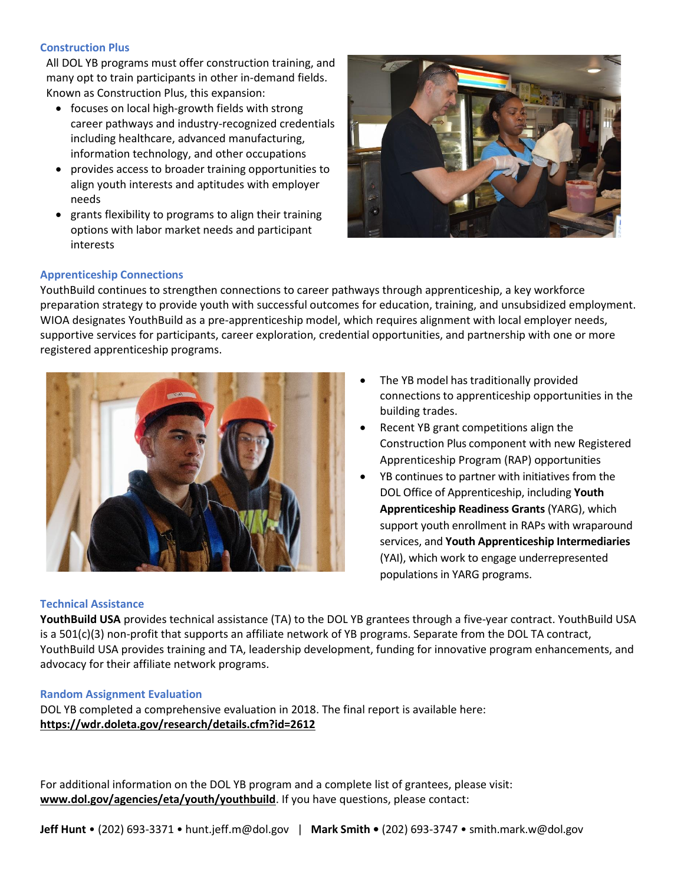### Construction Plus

All DOL YB programs must offer construction training, and many opt to train participants in other in-demand fields. Known as Construction Plus, this expansion:

- focuses on local high-growth fields with strong career pathways and industry-recognized credentials including healthcare, advanced manufacturing, information technology, and other occupations
- provides access to broader training opportunities to align youth interests and aptitudes with employer needs
- grants flexibility to programs to align their training options with labor market needs and participant interests

### Apprenticeship Connections

YouthBuild continues to strengthen connections to career pathways through apprenticeship, a key workforce preparation strategy to provide youth with successful outcomes for education, training, and unsubsidized employment. WIOA designates YouthBuild as a pre-apprenticeship model, which requires alignment with local employer needs, supportive services for participants, career exploration, credential opportunities, and partnership with one or more registered apprenticeship programs.

- The YB model has traditionally provided connections to apprenticeship opportunities in the building trades.
- Recent YB grant competitions align the Construction Plus component with new Registered Apprenticeship Program (RAP) opportunities
- YB continues to partner with initiatives from the DOL Office of Apprenticeship, including **Youth Apprenticeship Readiness Grants** (YARG), which support youth enrollment in RAPs with wraparound services, and **Youth Apprenticeship Intermediaries** (YAI), which work to engage underrepresented populations in YARG programs.

### Technical Assistance

**YouthBuild USA** provides technical assistance (TA) to the DOL YB grantees through a five-year contract. YouthBuild USA is a 501(c)(3) non-profit that supports an affiliate network of YB programs. Separate from the DOL TA contract, YouthBuild USA provides training and TA, leadership development, funding for innovative program enhancements, and advocacy for their affiliate network programs.

### Random Assignment Evaluation

DOL YB completed a comprehensive evaluation in 2018. The final report is available here:
**https://wdr.doleta.gov/research/details.cfm?id=2612**

For additional information on the DOL YB program and a complete list of grantees, please visit:
**www.dol.gov/agencies/eta/youth/youthbuild**. If you have questions, please contact:

**Jeff Hunt** • (202) 693-3371 • hunt.jeff.m@dol.gov | **Mark Smith** • (202) 693-3747 • smith.mark.w@dol.gov